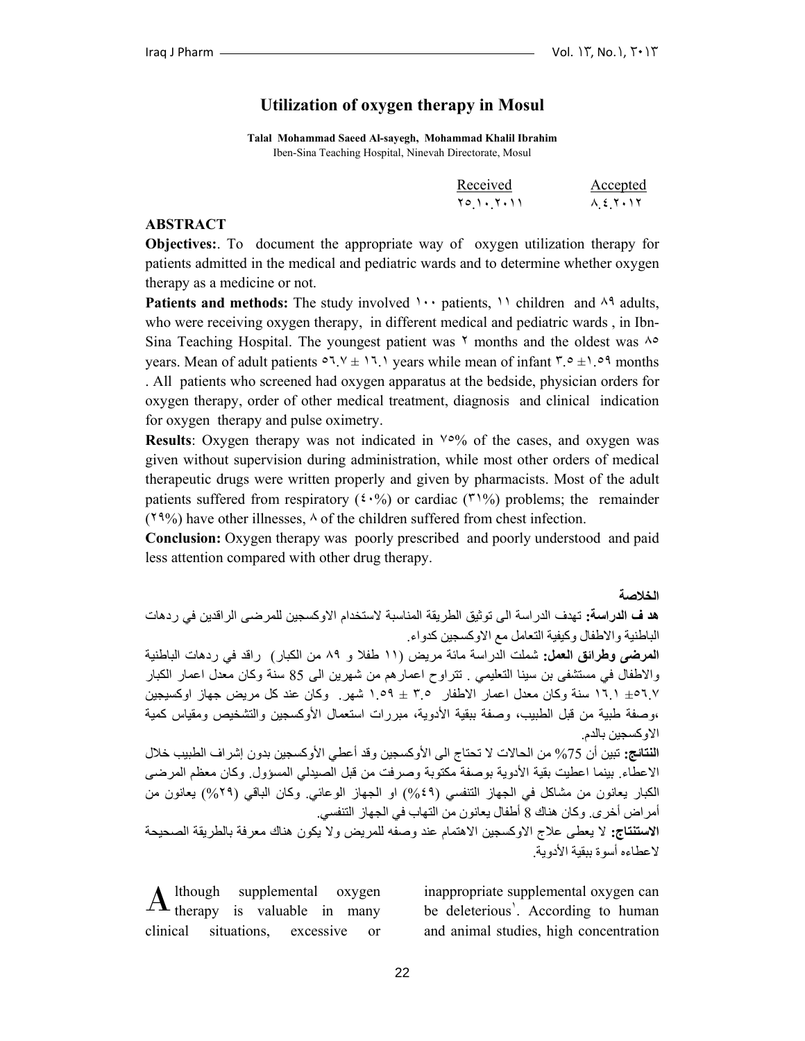# Utilization of oxygen therapy in Mosul

**Talal Mohammad Saeed Al-sayegh, Mohammad Khalil Ibrahim**
Iben-Sina Teaching Hospital, Ninevah Directorate, Mosul

| Received | Accepted |
|---|---|
| ٢٥.١٠.٢٠١١ | ٨.٤.٢٠١٢ |

## ABSTRACT

**Objectives:**. To document the appropriate way of oxygen utilization therapy for patients admitted in the medical and pediatric wards and to determine whether oxygen therapy as a medicine or not.

**Patients and methods:** The study involved ١٠٠ patients, ١١ children and ٨٩ adults, who were receiving oxygen therapy, in different medical and pediatric wards , in Ibn-Sina Teaching Hospital. The youngest patient was ٢ months and the oldest was ٨٥ years. Mean of adult patients ٥٦.٧ ± ١٦.١ years while mean of infant ٣.٥ ±١.٥٩ months . All patients who screened had oxygen apparatus at the bedside, physician orders for oxygen therapy, order of other medical treatment, diagnosis and clinical indication for oxygen therapy and pulse oximetry.

**Results**: Oxygen therapy was not indicated in ٧٥% of the cases, and oxygen was given without supervision during administration, while most other orders of medical therapeutic drugs were written properly and given by pharmacists. Most of the adult patients suffered from respiratory (٤٠%) or cardiac (٣١%) problems; the remainder (٢٩%) have other illnesses, ٨ of the children suffered from chest infection.

**Conclusion:** Oxygen therapy was poorly prescribed and poorly understood and paid less attention compared with other drug therapy.

## الخلاصة

**هد ف الدراسة:** تهدف الدراسة الى توثيق الطريقة المناسبة لاستخدام الاوكسجين للمرضى الراقدين في ردهات الباطنية والاطفال وكيفية التعامل مع الاوكسجين كدواء.

**المرضى وطرائق العمل:** شملت الدراسة مائة مريض (١١ طفلا و ٨٩ من الكبار) راقد في ردهات الباطنية والاطفال في مستشفى بن سينا التعليمي . تتراوح اعمارهم من شهرين الى 85 سنة وكان معدل اعمار الكبار ٥٦.٧± ١٦.١ سنة وكان معدل اعمار الاطفال ٣.٥ ± ١.٥٩ شهر. وكان عند كل مريض جهاز اوكسيجين ،وصفة طبية من قبل الطبيب، وصفة ببقية الأدوية، مبررات استعمال الأوكسجين والتشخيص ومقياس كمية الاوكسجين بالدم.

**النتائج:** تبين أن 75% من الحالات لا تحتاج الى الأوكسجين وقد أعطي الأوكسجين بدون إشراف الطبيب خلال الاعطاء. بينما اعطيت بقية الأدوية بوصفة مكتوبة وصرفت من قبل الصيدلي المسؤول. وكان معظم المرضى الكبار يعانون من مشاكل في الجهاز التنفسي (٤٩%) او الجهاز الوعائي. وكان الباقي (٢٩%) يعانون من أمراض أخرى. وكان هناك 8 أطفال يعانون من التهاب في الجهاز التنفسي.

**الاستنتاج:** لا يعطى علاج الاوكسجين الاهتمام عند وصفه للمريض ولا يكون هناك معرفة بالطريقة الصحيحة لاعطاءه أسوة ببقية الأدوية.

Although supplemental oxygen therapy is valuable in many clinical situations, excessive or inappropriate supplemental oxygen can be deleterious[١]. According to human and animal studies, high concentration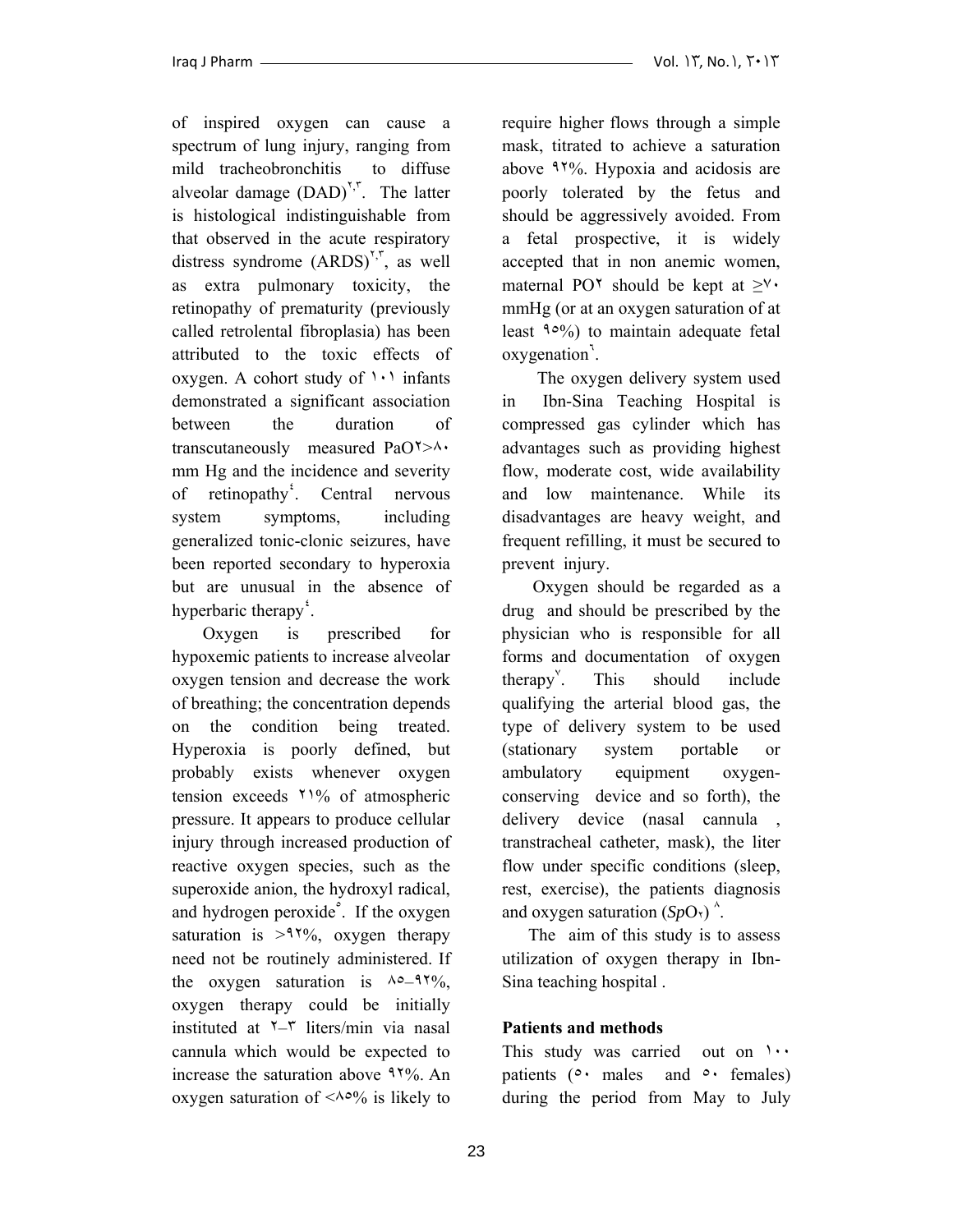of inspired oxygen can cause a spectrum of lung injury, ranging from mild tracheobronchitis to diffuse alveolar damage (DAD)[٢,٣]. The latter is histological indistinguishable from that observed in the acute respiratory distress syndrome (ARDS)[٢,٣], as well as extra pulmonary toxicity, the retinopathy of prematurity (previously called retrolental fibroplasia) has been attributed to the toxic effects of oxygen. A cohort study of ١٠١ infants demonstrated a significant association between the duration of transcutaneously measured PaO٢>٨٠ mm Hg and the incidence and severity of retinopathy[٤]. Central nervous system symptoms, including generalized tonic-clonic seizures, have been reported secondary to hyperoxia but are unusual in the absence of hyperbaric therapy[٤].

Oxygen is prescribed for hypoxemic patients to increase alveolar oxygen tension and decrease the work of breathing; the concentration depends on the condition being treated. Hyperoxia is poorly defined, but probably exists whenever oxygen tension exceeds ٢١% of atmospheric pressure. It appears to produce cellular injury through increased production of reactive oxygen species, such as the superoxide anion, the hydroxyl radical, and hydrogen peroxide[٥]. If the oxygen saturation is >٩٢%, oxygen therapy need not be routinely administered. If the oxygen saturation is ٨٥–٩٢%, oxygen therapy could be initially instituted at ٢–٣ liters/min via nasal cannula which would be expected to increase the saturation above ٩٢%. An oxygen saturation of <٨٥% is likely to require higher flows through a simple mask, titrated to achieve a saturation above ٩٢%. Hypoxia and acidosis are poorly tolerated by the fetus and should be aggressively avoided. From a fetal prospective, it is widely accepted that in non anemic women, maternal PO٢ should be kept at ≥٧٠ mmHg (or at an oxygen saturation of at least ٩٥%) to maintain adequate fetal oxygenation[٦].

The oxygen delivery system used in Ibn-Sina Teaching Hospital is compressed gas cylinder which has advantages such as providing highest flow, moderate cost, wide availability and low maintenance. While its disadvantages are heavy weight, and frequent refilling, it must be secured to prevent injury.

Oxygen should be regarded as a drug and should be prescribed by the physician who is responsible for all forms and documentation of oxygen therapy[٧]. This should include qualifying the arterial blood gas, the type of delivery system to be used (stationary system portable or ambulatory equipment oxygen-conserving device and so forth), the delivery device (nasal cannula , transtracheal catheter, mask), the liter flow under specific conditions (sleep, rest, exercise), the patients diagnosis and oxygen saturation (*Sp*O٢) [٨].

The aim of this study is to assess utilization of oxygen therapy in Ibn-Sina teaching hospital .

## Patients and methods

This study was carried out on ١٠٠ patients (٥٠ males and ٥٠ females) during the period from May to July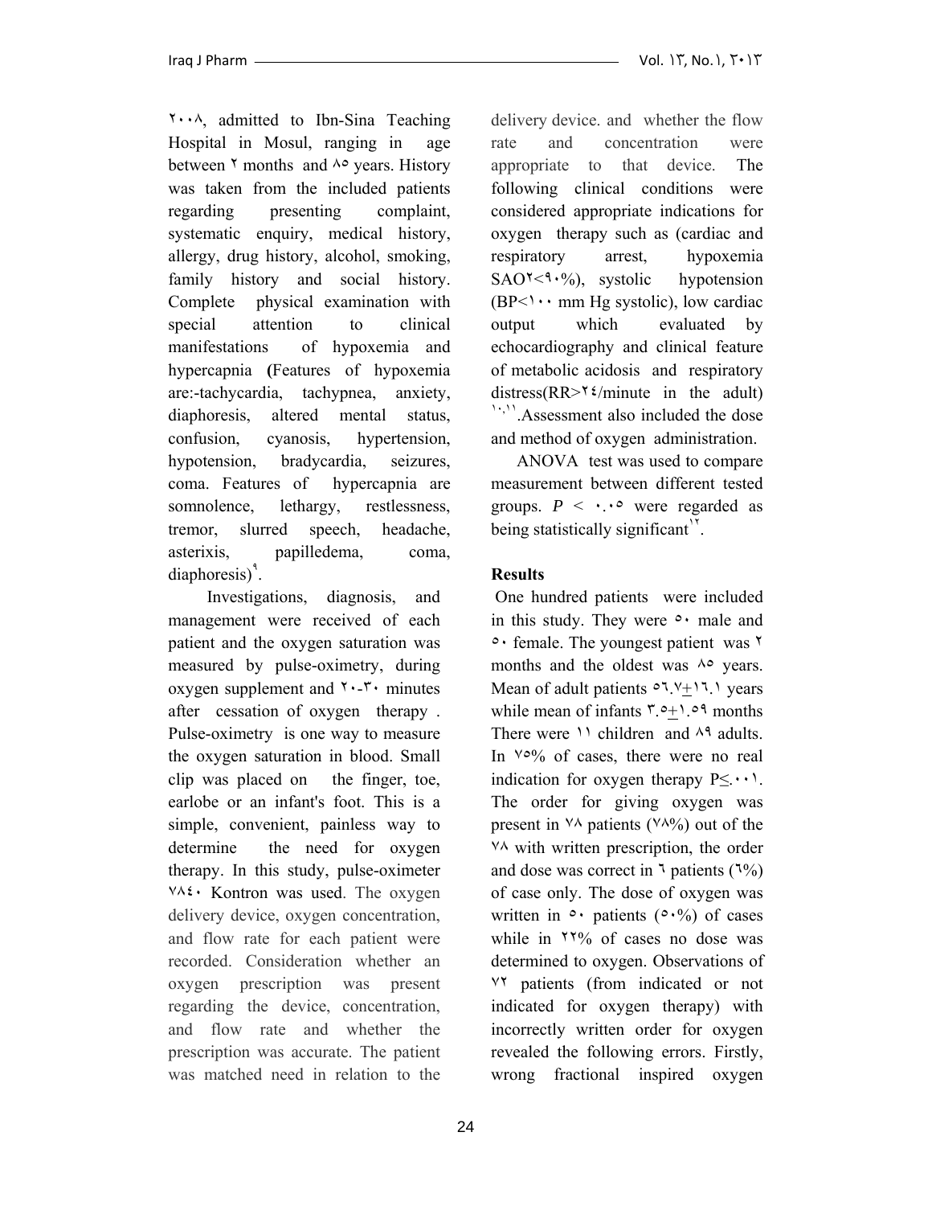٢٠٠٨, admitted to Ibn-Sina Teaching Hospital in Mosul, ranging in age between ٢ months and ٨٥ years. History was taken from the included patients regarding presenting complaint, systematic enquiry, medical history, allergy, drug history, alcohol, smoking, family history and social history. Complete physical examination with special attention to clinical manifestations of hypoxemia and hypercapnia **(**Features of hypoxemia are:-tachycardia, tachypnea, anxiety, diaphoresis, altered mental status, confusion, cyanosis, hypertension, hypotension, bradycardia, seizures, coma. Features of hypercapnia are somnolence, lethargy, restlessness, tremor, slurred speech, headache, asterixis, papilledema, coma, diaphoresis)[٩].

Investigations, diagnosis, and management were received of each patient and the oxygen saturation was measured by pulse-oximetry, during oxygen supplement and ٢٠-٣٠ minutes after cessation of oxygen therapy . Pulse-oximetry is one way to measure the oxygen saturation in blood. Small clip was placed on the finger, toe, earlobe or an infant's foot. This is a simple, convenient, painless way to determine the need for oxygen therapy. In this study, pulse-oximeter ٧٨٤٠ Kontron was used. The oxygen delivery device, oxygen concentration, and flow rate for each patient were recorded. Consideration whether an oxygen prescription was present regarding the device, concentration, and flow rate and whether the prescription was accurate. The patient was matched need in relation to the delivery device. and whether the flow rate and concentration were appropriate to that device. The following clinical conditions were considered appropriate indications for oxygen therapy such as (cardiac and respiratory arrest, hypoxemia SAO٢<٩٠%), systolic hypotension (BP<١٠٠ mm Hg systolic), low cardiac output which evaluated by echocardiography and clinical feature of metabolic acidosis and respiratory distress(RR>٢٤/minute in the adult) [١٠,١١].Assessment also included the dose and method of oxygen administration.

ANOVA test was used to compare measurement between different tested groups. *P* < ٠.٠٥ were regarded as being statistically significant[١٢].

## Results

One hundred patients were included in this study. They were ٥٠ male and ٥٠ female. The youngest patient was ٢ months and the oldest was ٨٥ years. Mean of adult patients ٥٦.٧±١٦.١ years while mean of infants ٣.٥±١.٥٩ months There were ١١ children and ٨٩ adults. In ٧٥% of cases, there were no real indication for oxygen therapy P≤.٠٠١. The order for giving oxygen was present in ٧٨ patients (٧٨%) out of the ٧٨ with written prescription, the order and dose was correct in ٦ patients (٦%) of case only. The dose of oxygen was written in ٥٠ patients (٥٠%) of cases while in ٢٢% of cases no dose was determined to oxygen. Observations of ٧٢ patients (from indicated or not indicated for oxygen therapy) with incorrectly written order for oxygen revealed the following errors. Firstly, wrong fractional inspired oxygen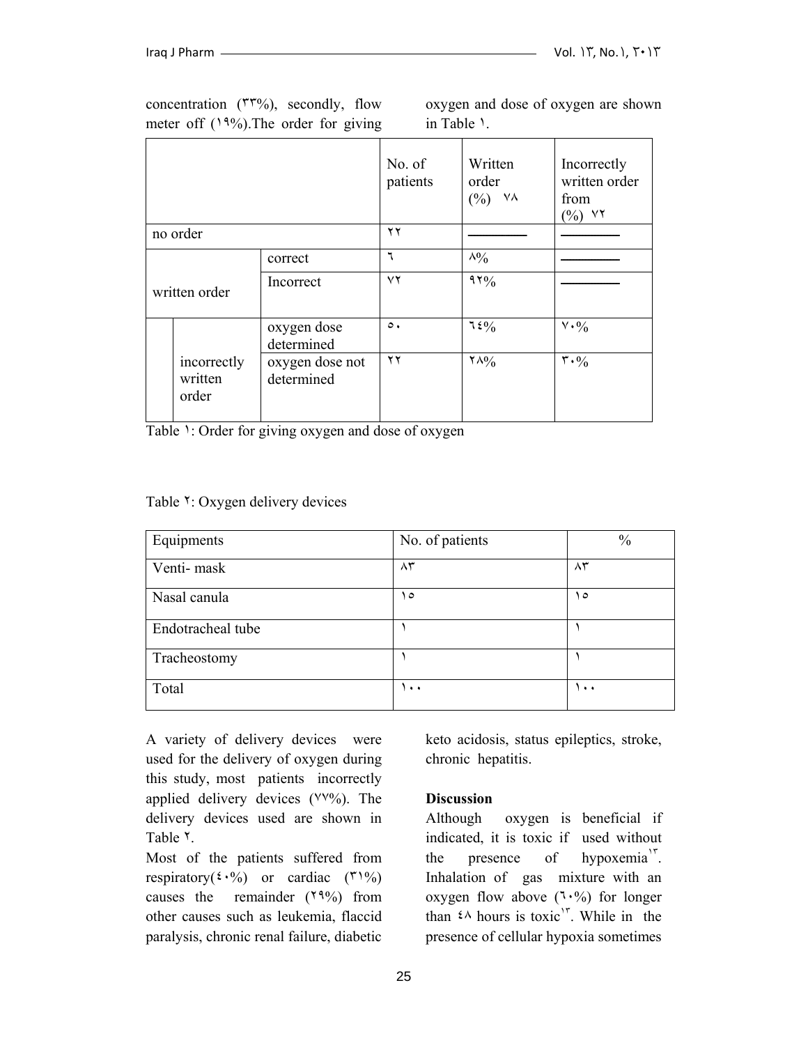concentration (٣٣%), secondly, flow meter off (١٩%).The order for giving oxygen and dose of oxygen are shown in Table ١.

| | | No. of patients | Written order (%) ٧٨ | Incorrectly written order from (%) ٧٢ |
|---|---|---|---|---|
| no order | | ٢٢ | ———— | ———— |
| written order | correct | ٦ | ٨% | ———— |
| | Incorrect | ٧٢ | ٩٢% | ———— |
| incorrectly written order | oxygen dose determined | ٥٠ | ٦٤% | ٧٠% |
| | oxygen dose not determined | ٢٢ | ٢٨% | ٣٠% |

Table ١: Order for giving oxygen and dose of oxygen

Table ٢: Oxygen delivery devices

| Equipments | No. of patients | % |
|---|---|---|
| Venti- mask | ٨٣ | ٨٣ |
| Nasal canula | ١٥ | ١٥ |
| Endotracheal tube | ١ | ١ |
| Tracheostomy | ١ | ١ |
| Total | ١٠٠ | ١٠٠ |

A variety of delivery devices were used for the delivery of oxygen during this study, most patients incorrectly applied delivery devices (٧٧%). The delivery devices used are shown in Table ٢.

Most of the patients suffered from respiratory(٤٠%) or cardiac (٣١%) causes the remainder (٢٩%) from other causes such as leukemia, flaccid paralysis, chronic renal failure, diabetic keto acidosis, status epileptics, stroke, chronic hepatitis.

**Discussion**

Although oxygen is beneficial if indicated, it is toxic if used without the presence of hypoxemia[١٣]. Inhalation of gas mixture with an oxygen flow above (٦٠%) for longer than ٤٨ hours is toxic[١٣]. While in the presence of cellular hypoxia sometimes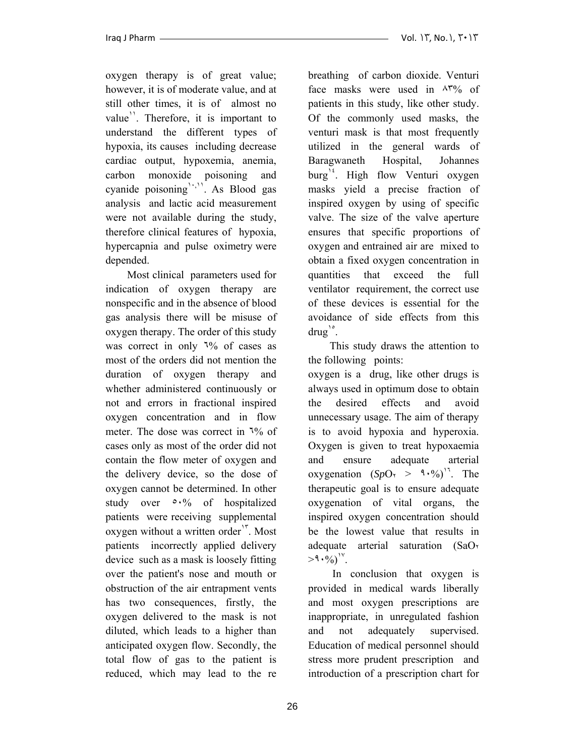oxygen therapy is of great value; however, it is of moderate value, and at still other times, it is of almost no value[11]. Therefore, it is important to understand the different types of hypoxia, its causes including decrease cardiac output, hypoxemia, anemia, carbon monoxide poisoning and cyanide poisoning[10,11]. As Blood gas analysis and lactic acid measurement were not available during the study, therefore clinical features of hypoxia, hypercapnia and pulse oximetry were depended.

Most clinical parameters used for indication of oxygen therapy are nonspecific and in the absence of blood gas analysis there will be misuse of oxygen therapy. The order of this study was correct in only ٦% of cases as most of the orders did not mention the duration of oxygen therapy and whether administered continuously or not and errors in fractional inspired oxygen concentration and in flow meter. The dose was correct in ٦% of cases only as most of the order did not contain the flow meter of oxygen and the delivery device, so the dose of oxygen cannot be determined. In other study over ٥٠% of hospitalized patients were receiving supplemental oxygen without a written order[13]. Most patients incorrectly applied delivery device such as a mask is loosely fitting over the patient's nose and mouth or obstruction of the air entrapment vents has two consequences, firstly, the oxygen delivered to the mask is not diluted, which leads to a higher than anticipated oxygen flow. Secondly, the total flow of gas to the patient is reduced, which may lead to the re breathing of carbon dioxide. Venturi face masks were used in ٨٣% of patients in this study, like other study. Of the commonly used masks, the venturi mask is that most frequently utilized in the general wards of Baragwaneth Hospital, Johannes burg[14]. High flow Venturi oxygen masks yield a precise fraction of inspired oxygen by using of specific valve. The size of the valve aperture ensures that specific proportions of oxygen and entrained air are mixed to obtain a fixed oxygen concentration in quantities that exceed the full ventilator requirement, the correct use of these devices is essential for the avoidance of side effects from this drug[15].

This study draws the attention to the following points:

oxygen is a drug, like other drugs is always used in optimum dose to obtain the desired effects and avoid unnecessary usage. The aim of therapy is to avoid hypoxia and hyperoxia. Oxygen is given to treat hypoxaemia and ensure adequate arterial oxygenation ($SpO_2$ > ٩٠%)[16]. The therapeutic goal is to ensure adequate oxygenation of vital organs, the inspired oxygen concentration should be the lowest value that results in adequate arterial saturation ($SaO_2$ >٩٠%)[17].

In conclusion that oxygen is provided in medical wards liberally and most oxygen prescriptions are inappropriate, in unregulated fashion and not adequately supervised. Education of medical personnel should stress more prudent prescription and introduction of a prescription chart for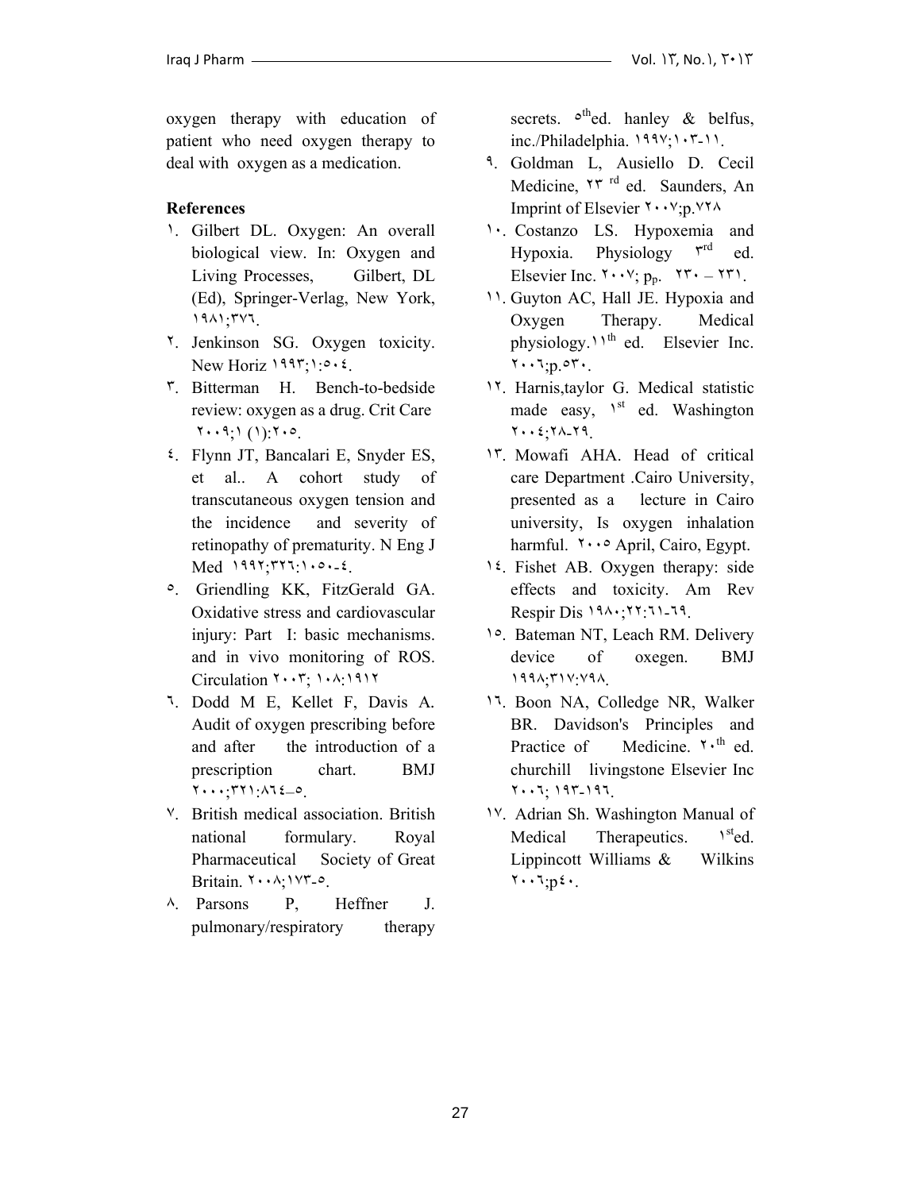oxygen therapy with education of patient who need oxygen therapy to deal with oxygen as a medication.

**References**

١. Gilbert DL. Oxygen: An overall biological view. In: Oxygen and Living Processes, Gilbert, DL (Ed), Springer-Verlag, New York, ١٩٨١;٣٧٦.
٢. Jenkinson SG. Oxygen toxicity. New Horiz ١٩٩٣;١:٥٠٤.
٣. Bitterman H. Bench-to-bedside review: oxygen as a drug. Crit Care ٢٠٠٩;١ (١):٢٠٥.
٤. Flynn JT, Bancalari E, Snyder ES, et al.. A cohort study of transcutaneous oxygen tension and the incidence and severity of retinopathy of prematurity. N Eng J Med ١٩٩٢;٣٢٦:١٠٥٠-٤.
٥. Griendling KK, FitzGerald GA. Oxidative stress and cardiovascular injury: Part I: basic mechanisms. and in vivo monitoring of ROS. Circulation ٢٠٠٣; ١٠٨:١٩١٢
٦. Dodd M E, Kellet F, Davis A. Audit of oxygen prescribing before and after the introduction of a prescription chart. BMJ ٢٠٠٠;٣٢١:٨٦٤–٥.
٧. British medical association. British national formulary. Royal Pharmaceutical Society of Great Britain. ٢٠٠٨;١٧٣-٥.
٨. Parsons P, Heffner J. pulmonary/respiratory therapy secrets. ٥[th]ed. hanley & belfus, inc./Philadelphia. ١٩٩٧;١٠٣-١١.
٩. Goldman L, Ausiello D. Cecil Medicine, ٢٣ [rd] ed. Saunders, An Imprint of Elsevier ٢٠٠٧;p.٧٢٨
١٠. Costanzo LS. Hypoxemia and Hypoxia. Physiology ٣[rd] ed. Elsevier Inc. ٢٠٠٧; $p_p$. ٢٣٠ – ٢٣١.
١١. Guyton AC, Hall JE. Hypoxia and Oxygen Therapy. Medical physiology.١١[th] ed. Elsevier Inc. ٢٠٠٦;p.٥٣٠.
١٢. Harnis,taylor G. Medical statistic made easy, ١[st] ed. Washington ٢٠٠٤;٢٨-٢٩.
١٣. Mowafi AHA. Head of critical care Department .Cairo University, presented as a lecture in Cairo university, Is oxygen inhalation harmful. ٢٠٠٥ April, Cairo, Egypt.
١٤. Fishet AB. Oxygen therapy: side effects and toxicity. Am Rev Respir Dis ١٩٨٠;٢٢:٦١-٦٩.
١٥. Bateman NT, Leach RM. Delivery device of oxegen. BMJ ١٩٩٨;٣١٧:٧٩٨.
١٦. Boon NA, Colledge NR, Walker BR. Davidson's Principles and Practice of Medicine. ٢٠[th] ed. churchill livingstone Elsevier Inc ٢٠٠٦; ١٩٣-١٩٦.
١٧. Adrian Sh. Washington Manual of Medical Therapeutics. ١[st]ed. Lippincott Williams & Wilkins ٢٠٠٦;p٤٠.